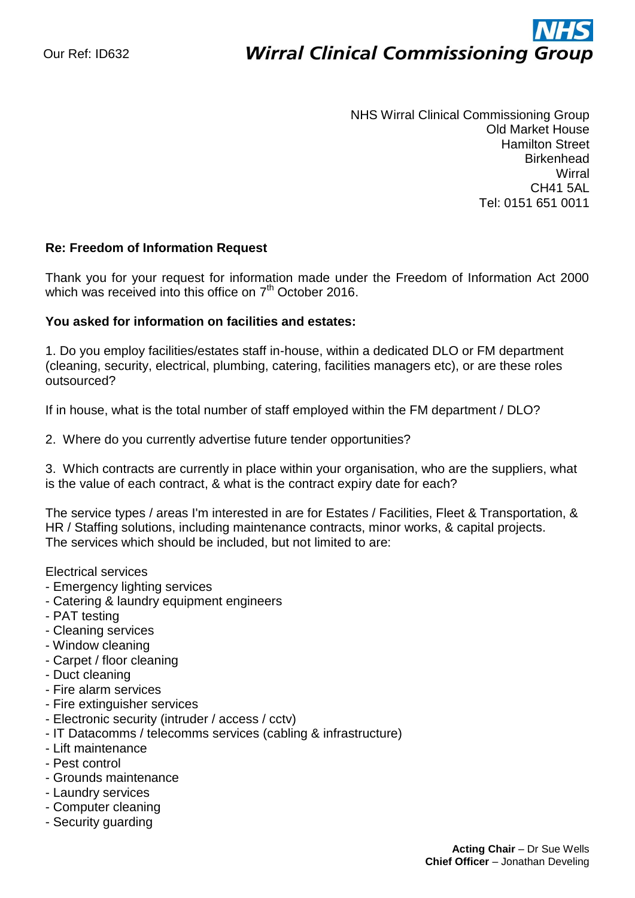Our Ref: ID632

**NHS Wirral Clinical Commissioning Group**

NHS Wirral Clinical Commissioning Group
Old Market House
Hamilton Street
Birkenhead
Wirral
CH41 5AL
Tel: 0151 651 0011

**Re: Freedom of Information Request**

Thank you for your request for information made under the Freedom of Information Act 2000 which was received into this office on 7th October 2016.

**You asked for information on facilities and estates:**

1. Do you employ facilities/estates staff in-house, within a dedicated DLO or FM department (cleaning, security, electrical, plumbing, catering, facilities managers etc), or are these roles outsourced?

If in house, what is the total number of staff employed within the FM department / DLO?

2. Where do you currently advertise future tender opportunities?

3. Which contracts are currently in place within your organisation, who are the suppliers, what is the value of each contract, & what is the contract expiry date for each?

The service types / areas I'm interested in are for Estates / Facilities, Fleet & Transportation, & HR / Staffing solutions, including maintenance contracts, minor works, & capital projects. The services which should be included, but not limited to are:

Electrical services
- Emergency lighting services
- Catering & laundry equipment engineers
- PAT testing
- Cleaning services
- Window cleaning
- Carpet / floor cleaning
- Duct cleaning
- Fire alarm services
- Fire extinguisher services
- Electronic security (intruder / access / cctv)
- IT Datacomms / telecomms services (cabling & infrastructure)
- Lift maintenance
- Pest control
- Grounds maintenance
- Laundry services
- Computer cleaning
- Security guarding

**Acting Chair** – Dr Sue Wells
**Chief Officer** – Jonathan Develing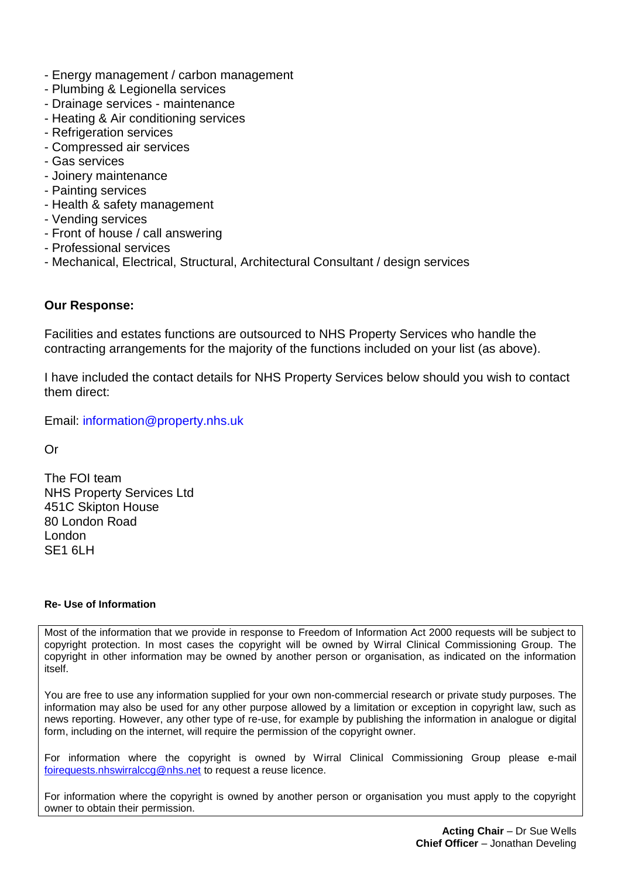- Energy management / carbon management
- Plumbing & Legionella services
- Drainage services - maintenance
- Heating & Air conditioning services
- Refrigeration services
- Compressed air services
- Gas services
- Joinery maintenance
- Painting services
- Health & safety management
- Vending services
- Front of house / call answering
- Professional services
- Mechanical, Electrical, Structural, Architectural Consultant / design services

**Our Response:**

Facilities and estates functions are outsourced to NHS Property Services who handle the contracting arrangements for the majority of the functions included on your list (as above).

I have included the contact details for NHS Property Services below should you wish to contact them direct:

Email: information@property.nhs.uk

Or

The FOI team
NHS Property Services Ltd
451C Skipton House
80 London Road
London
SE1 6LH

**Re- Use of Information**

Most of the information that we provide in response to Freedom of Information Act 2000 requests will be subject to copyright protection. In most cases the copyright will be owned by Wirral Clinical Commissioning Group. The copyright in other information may be owned by another person or organisation, as indicated on the information itself.

You are free to use any information supplied for your own non-commercial research or private study purposes. The information may also be used for any other purpose allowed by a limitation or exception in copyright law, such as news reporting. However, any other type of re-use, for example by publishing the information in analogue or digital form, including on the internet, will require the permission of the copyright owner.

For information where the copyright is owned by Wirral Clinical Commissioning Group please e-mail foirequests.nhswirralccg@nhs.net to request a reuse licence.

For information where the copyright is owned by another person or organisation you must apply to the copyright owner to obtain their permission.

**Acting Chair** – Dr Sue Wells
**Chief Officer** – Jonathan Develing